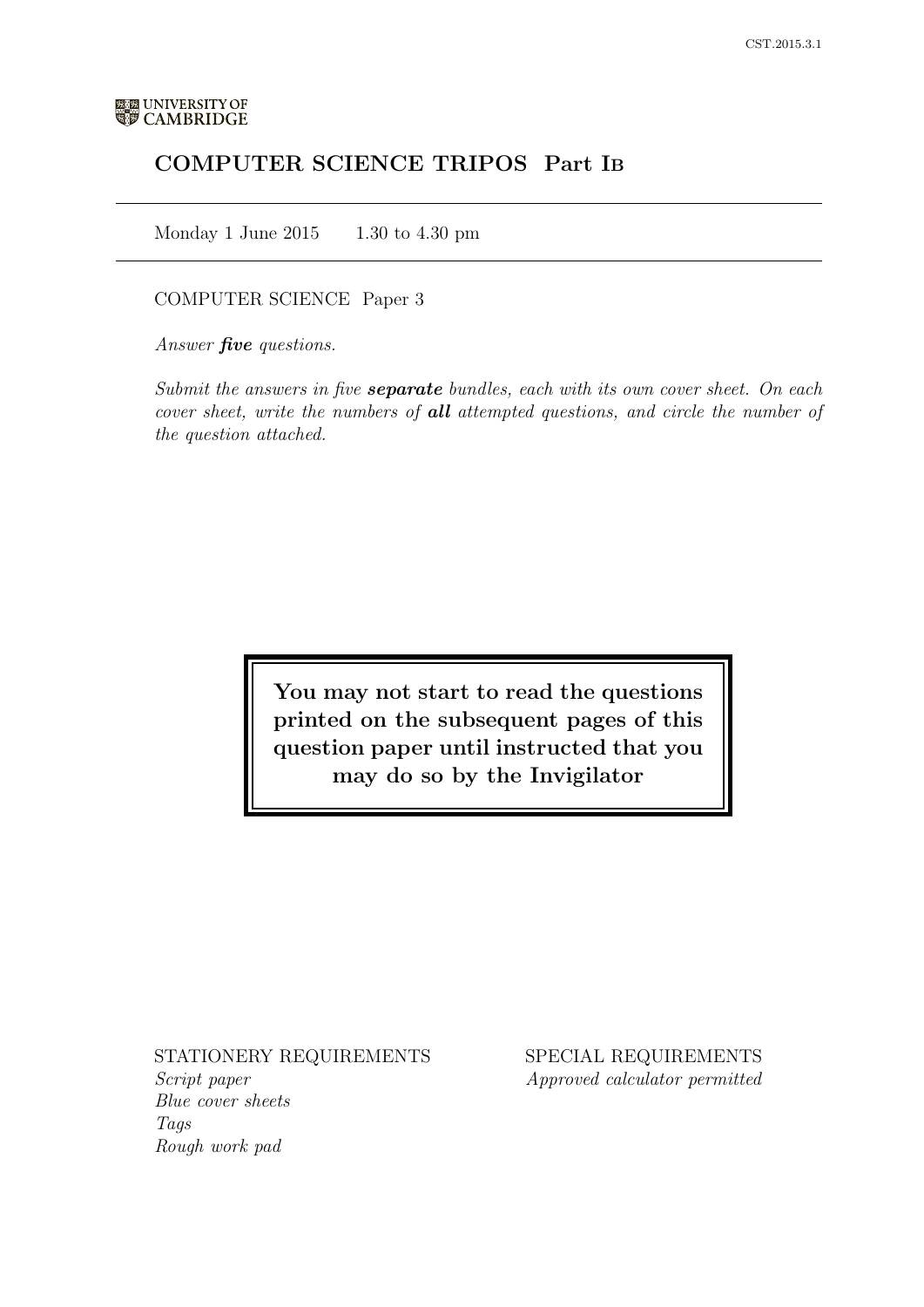UNIVERSITY OF CAMBRIDGE

# COMPUTER SCIENCE TRIPOS Part IB

Monday 1 June 2015 1.30 to 4.30 pm

COMPUTER SCIENCE Paper 3

*Answer* ***five*** *questions.*

*Submit the answers in five* ***separate*** *bundles, each with its own cover sheet. On each cover sheet, write the numbers of* ***all*** *attempted questions, and circle the number of the question attached.*

**You may not start to read the questions printed on the subsequent pages of this question paper until instructed that you may do so by the Invigilator**

STATIONERY REQUIREMENTS
*Script paper*
*Blue cover sheets*
*Tags*
*Rough work pad*

SPECIAL REQUIREMENTS
*Approved calculator permitted*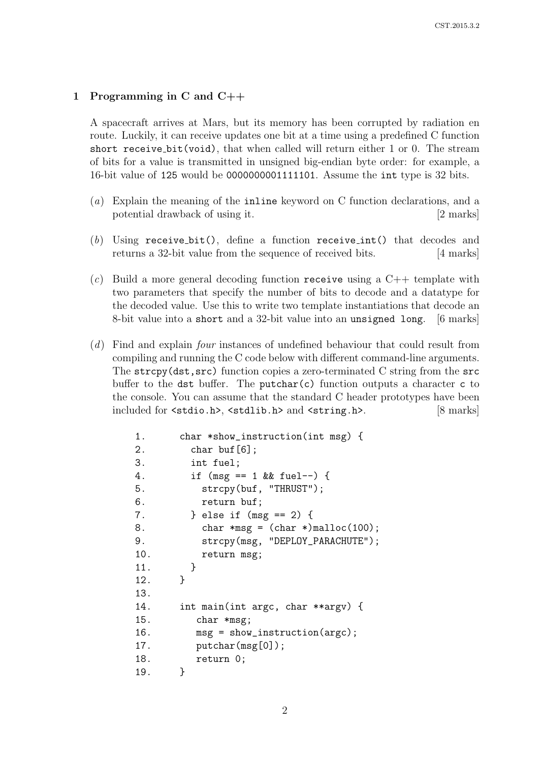## 1 Programming in C and C++

A spacecraft arrives at Mars, but its memory has been corrupted by radiation en route. Luckily, it can receive updates one bit at a time using a predefined C function `short receive_bit(void)`, that when called will return either 1 or 0. The stream of bits for a value is transmitted in unsigned big-endian byte order: for example, a 16-bit value of `125` would be `0000000001111101`. Assume the `int` type is 32 bits.

(*a*) Explain the meaning of the `inline` keyword on C function declarations, and a potential drawback of using it. [2 marks]

(*b*) Using `receive_bit()`, define a function `receive_int()` that decodes and returns a 32-bit value from the sequence of received bits. [4 marks]

(*c*) Build a more general decoding function `receive` using a C++ template with two parameters that specify the number of bits to decode and a datatype for the decoded value. Use this to write two template instantiations that decode an 8-bit value into a `short` and a 32-bit value into an `unsigned long`. [6 marks]

(*d*) Find and explain *four* instances of undefined behaviour that could result from compiling and running the C code below with different command-line arguments. The `strcpy(dst,src)` function copies a zero-terminated C string from the `src` buffer to the `dst` buffer. The `putchar(c)` function outputs a character `c` to the console. You can assume that the standard C header prototypes have been included for `<stdio.h>`, `<stdlib.h>` and `<string.h>`. [8 marks]

```
1.      char *show_instruction(int msg) {
2.        char buf[6];
3.        int fuel;
4.        if (msg == 1 && fuel--) {
5.          strcpy(buf, "THRUST");
6.          return buf;
7.        } else if (msg == 2) {
8.          char *msg = (char *)malloc(100);
9.          strcpy(msg, "DEPLOY_PARACHUTE");
10.         return msg;
11.       }
12.     }
13.
14.     int main(int argc, char **argv) {
15.        char *msg;
16.        msg = show_instruction(argc);
17.        putchar(msg[0]);
18.        return 0;
19.     }
```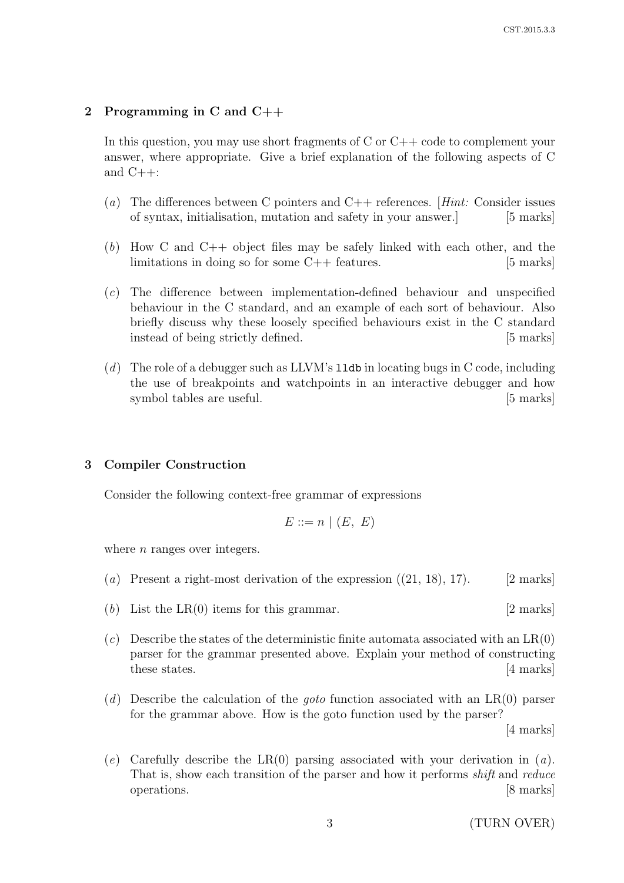## 2 Programming in C and C++

In this question, you may use short fragments of C or C++ code to complement your answer, where appropriate. Give a brief explanation of the following aspects of C and C++:

(*a*) The differences between C pointers and C++ references. [*Hint:* Consider issues of syntax, initialisation, mutation and safety in your answer.] [5 marks]

(*b*) How C and C++ object files may be safely linked with each other, and the limitations in doing so for some C++ features. [5 marks]

(*c*) The difference between implementation-defined behaviour and unspecified behaviour in the C standard, and an example of each sort of behaviour. Also briefly discuss why these loosely specified behaviours exist in the C standard instead of being strictly defined. [5 marks]

(*d*) The role of a debugger such as LLVM's `lldb` in locating bugs in C code, including the use of breakpoints and watchpoints in an interactive debugger and how symbol tables are useful. [5 marks]

## 3 Compiler Construction

Consider the following context-free grammar of expressions

$$E ::= n \mid (E,\ E)$$

where $n$ ranges over integers.

(*a*) Present a right-most derivation of the expression ((21, 18), 17). [2 marks]

(*b*) List the LR(0) items for this grammar. [2 marks]

(*c*) Describe the states of the deterministic finite automata associated with an LR(0) parser for the grammar presented above. Explain your method of constructing these states. [4 marks]

(*d*) Describe the calculation of the *goto* function associated with an LR(0) parser for the grammar above. How is the goto function used by the parser? [4 marks]

(*e*) Carefully describe the LR(0) parsing associated with your derivation in (*a*). That is, show each transition of the parser and how it performs *shift* and *reduce* operations. [8 marks]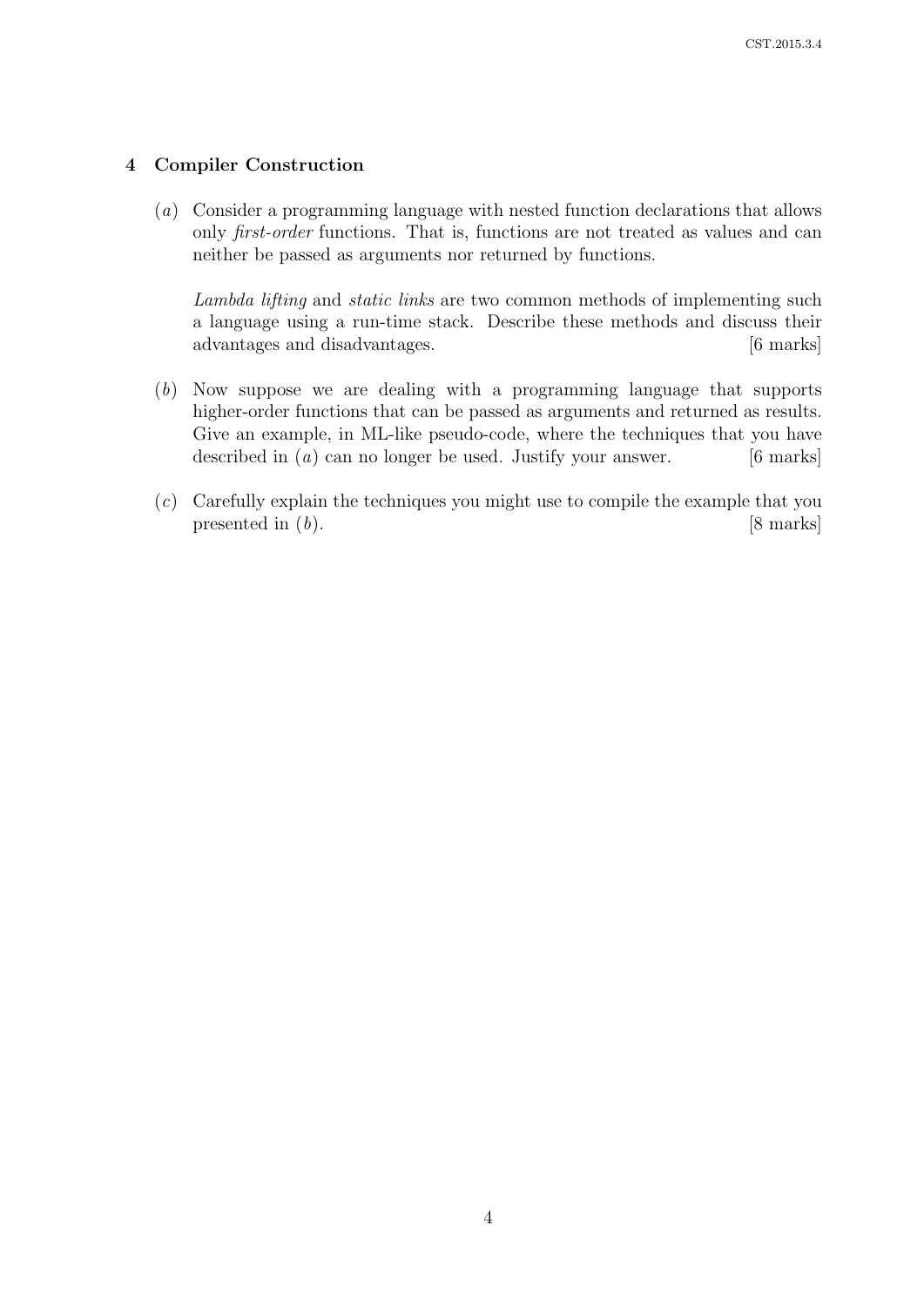## 4 Compiler Construction

(*a*) Consider a programming language with nested function declarations that allows only *first-order* functions. That is, functions are not treated as values and can neither be passed as arguments nor returned by functions.

*Lambda lifting* and *static links* are two common methods of implementing such a language using a run-time stack. Describe these methods and discuss their advantages and disadvantages. [6 marks]

(*b*) Now suppose we are dealing with a programming language that supports higher-order functions that can be passed as arguments and returned as results. Give an example, in ML-like pseudo-code, where the techniques that you have described in (*a*) can no longer be used. Justify your answer. [6 marks]

(*c*) Carefully explain the techniques you might use to compile the example that you presented in (*b*). [8 marks]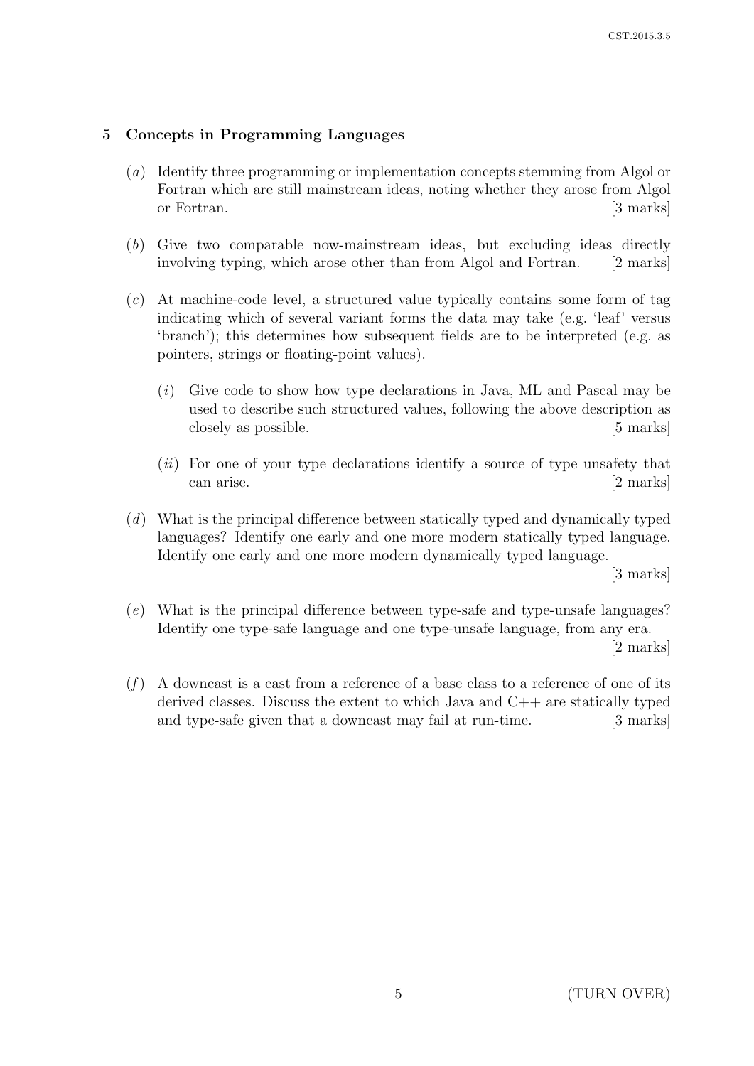## 5 Concepts in Programming Languages

(*a*) Identify three programming or implementation concepts stemming from Algol or Fortran which are still mainstream ideas, noting whether they arose from Algol or Fortran. [3 marks]

(*b*) Give two comparable now-mainstream ideas, but excluding ideas directly involving typing, which arose other than from Algol and Fortran. [2 marks]

(*c*) At machine-code level, a structured value typically contains some form of tag indicating which of several variant forms the data may take (e.g. 'leaf' versus 'branch'); this determines how subsequent fields are to be interpreted (e.g. as pointers, strings or floating-point values).

(*i*) Give code to show how type declarations in Java, ML and Pascal may be used to describe such structured values, following the above description as closely as possible. [5 marks]

(*ii*) For one of your type declarations identify a source of type unsafety that can arise. [2 marks]

(*d*) What is the principal difference between statically typed and dynamically typed languages? Identify one early and one more modern statically typed language. Identify one early and one more modern dynamically typed language. [3 marks]

(*e*) What is the principal difference between type-safe and type-unsafe languages? Identify one type-safe language and one type-unsafe language, from any era. [2 marks]

(*f*) A downcast is a cast from a reference of a base class to a reference of one of its derived classes. Discuss the extent to which Java and C++ are statically typed and type-safe given that a downcast may fail at run-time. [3 marks]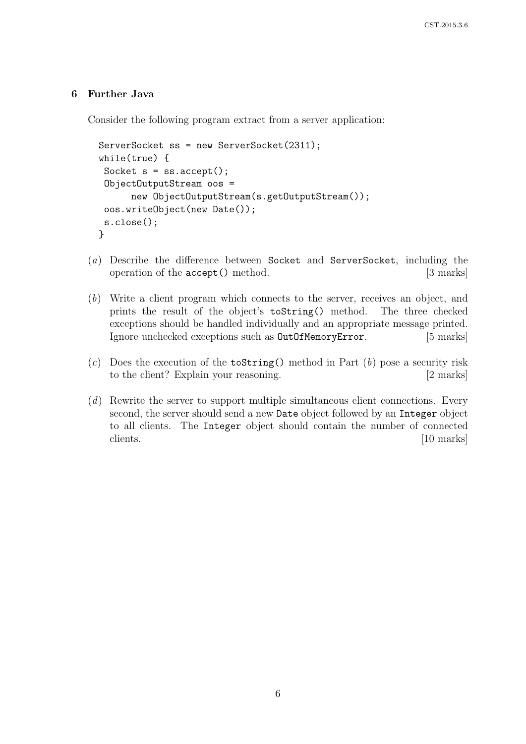## 6 Further Java

Consider the following program extract from a server application:

```
ServerSocket ss = new ServerSocket(2311);
while(true) {
 Socket s = ss.accept();
 ObjectOutputStream oos =
      new ObjectOutputStream(s.getOutputStream());
 oos.writeObject(new Date());
 s.close();
}
```

(*a*) Describe the difference between `Socket` and `ServerSocket`, including the operation of the `accept()` method. [3 marks]

(*b*) Write a client program which connects to the server, receives an object, and prints the result of the object's `toString()` method. The three checked exceptions should be handled individually and an appropriate message printed. Ignore unchecked exceptions such as `OutOfMemoryError`. [5 marks]

(*c*) Does the execution of the `toString()` method in Part (*b*) pose a security risk to the client? Explain your reasoning. [2 marks]

(*d*) Rewrite the server to support multiple simultaneous client connections. Every second, the server should send a new `Date` object followed by an `Integer` object to all clients. The `Integer` object should contain the number of connected clients. [10 marks]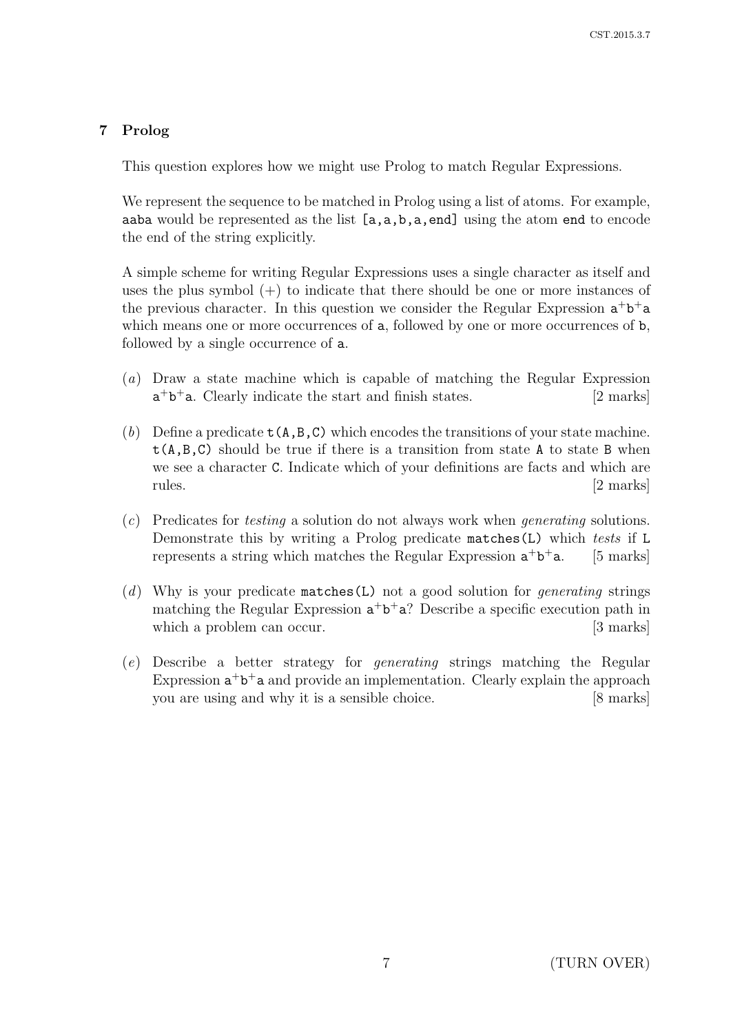## 7 Prolog

This question explores how we might use Prolog to match Regular Expressions.

We represent the sequence to be matched in Prolog using a list of atoms. For example, `aaba` would be represented as the list `[a,a,b,a,end]` using the atom `end` to encode the end of the string explicitly.

A simple scheme for writing Regular Expressions uses a single character as itself and uses the plus symbol (+) to indicate that there should be one or more instances of the previous character. In this question we consider the Regular Expression $\texttt{a}^+\texttt{b}^+\texttt{a}$ which means one or more occurrences of `a`, followed by one or more occurrences of `b`, followed by a single occurrence of `a`.

(*a*) Draw a state machine which is capable of matching the Regular Expression $\texttt{a}^+\texttt{b}^+\texttt{a}$. Clearly indicate the start and finish states. [2 marks]

(*b*) Define a predicate `t(A,B,C)` which encodes the transitions of your state machine. `t(A,B,C)` should be true if there is a transition from state `A` to state `B` when we see a character `C`. Indicate which of your definitions are facts and which are rules. [2 marks]

(*c*) Predicates for *testing* a solution do not always work when *generating* solutions. Demonstrate this by writing a Prolog predicate `matches(L)` which *tests* if `L` represents a string which matches the Regular Expression $\texttt{a}^+\texttt{b}^+\texttt{a}$. [5 marks]

(*d*) Why is your predicate `matches(L)` not a good solution for *generating* strings matching the Regular Expression $\texttt{a}^+\texttt{b}^+\texttt{a}$? Describe a specific execution path in which a problem can occur. [3 marks]

(*e*) Describe a better strategy for *generating* strings matching the Regular Expression $\texttt{a}^+\texttt{b}^+\texttt{a}$ and provide an implementation. Clearly explain the approach you are using and why it is a sensible choice. [8 marks]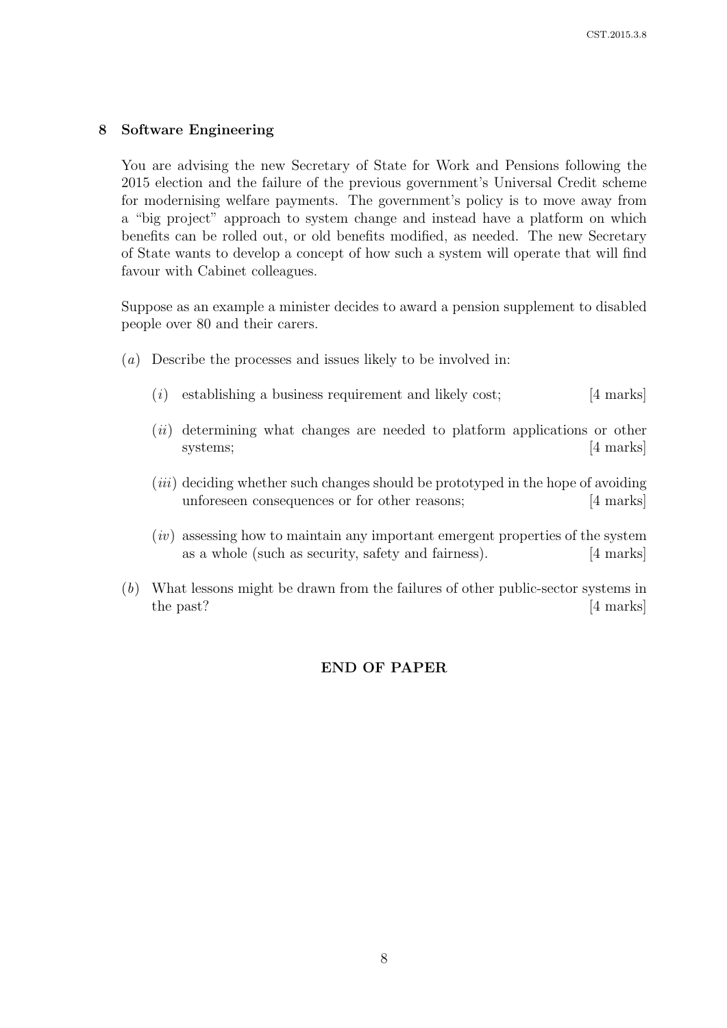## 8 Software Engineering

You are advising the new Secretary of State for Work and Pensions following the 2015 election and the failure of the previous government's Universal Credit scheme for modernising welfare payments. The government's policy is to move away from a "big project" approach to system change and instead have a platform on which benefits can be rolled out, or old benefits modified, as needed. The new Secretary of State wants to develop a concept of how such a system will operate that will find favour with Cabinet colleagues.

Suppose as an example a minister decides to award a pension supplement to disabled people over 80 and their carers.

(*a*) Describe the processes and issues likely to be involved in:

- (*i*) establishing a business requirement and likely cost; [4 marks]
- (*ii*) determining what changes are needed to platform applications or other systems; [4 marks]
- (*iii*) deciding whether such changes should be prototyped in the hope of avoiding unforeseen consequences or for other reasons; [4 marks]
- (*iv*) assessing how to maintain any important emergent properties of the system as a whole (such as security, safety and fairness). [4 marks]

(*b*) What lessons might be drawn from the failures of other public-sector systems in the past? [4 marks]

**END OF PAPER**